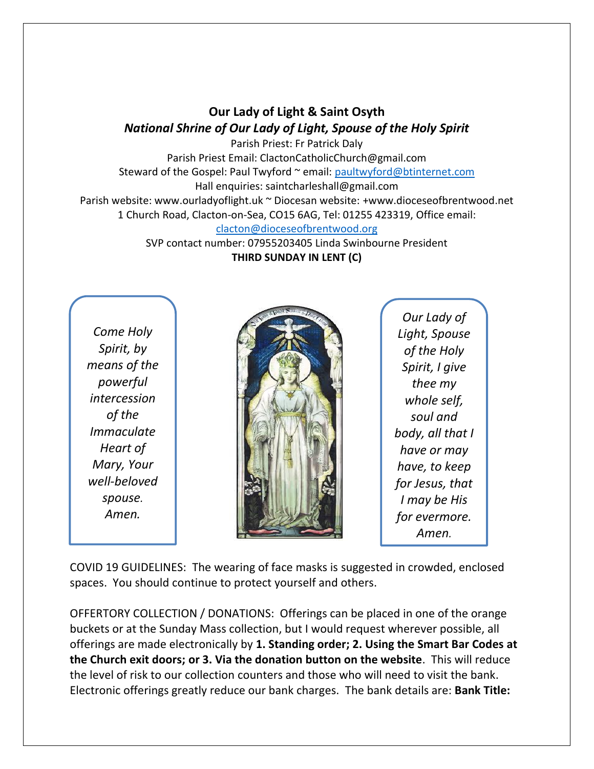# Our Lady of Light & Saint Osyth

***National Shrine of Our Lady of Light, Spouse of the Holy Spirit***

Parish Priest: Fr Patrick Daly
Parish Priest Email: ClactonCatholicChurch@gmail.com
Steward of the Gospel: Paul Twyford ~ email: paultwyford@btinternet.com
Hall enquiries: saintcharleshall@gmail.com
Parish website: www.ourladyoflight.uk ~ Diocesan website: +www.dioceseofbrentwood.net
1 Church Road, Clacton-on-Sea, CO15 6AG, Tel: 01255 423319, Office email: clacton@dioceseofbrentwood.org
SVP contact number: 07955203405 Linda Swinbourne President

**THIRD SUNDAY IN LENT (C)**

*Come Holy Spirit, by means of the powerful intercession of the Immaculate Heart of Mary, Your well-beloved spouse. Amen.*

*Our Lady of Light, Spouse of the Holy Spirit, I give thee my whole self, soul and body, all that I have or may have, to keep for Jesus, that I may be His for evermore. Amen.*

COVID 19 GUIDELINES: The wearing of face masks is suggested in crowded, enclosed spaces. You should continue to protect yourself and others.

OFFERTORY COLLECTION / DONATIONS: Offerings can be placed in one of the orange buckets or at the Sunday Mass collection, but I would request wherever possible, all offerings are made electronically by **1. Standing order; 2. Using the Smart Bar Codes at the Church exit doors; or 3. Via the donation button on the website**. This will reduce the level of risk to our collection counters and those who will need to visit the bank. Electronic offerings greatly reduce our bank charges. The bank details are: **Bank Title:**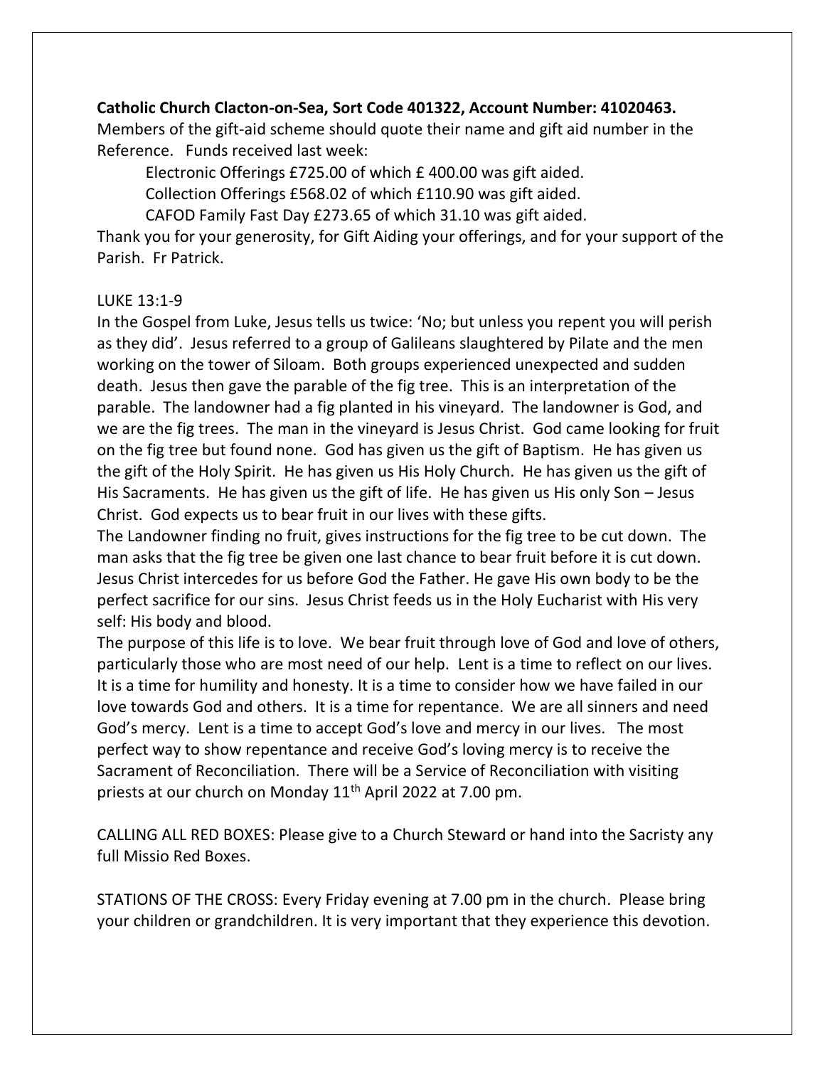**Catholic Church Clacton-on-Sea, Sort Code 401322, Account Number: 41020463.**
Members of the gift-aid scheme should quote their name and gift aid number in the Reference. Funds received last week:

Electronic Offerings £725.00 of which £ 400.00 was gift aided.
Collection Offerings £568.02 of which £110.90 was gift aided.
CAFOD Family Fast Day £273.65 of which 31.10 was gift aided.

Thank you for your generosity, for Gift Aiding your offerings, and for your support of the Parish. Fr Patrick.

LUKE 13:1-9

In the Gospel from Luke, Jesus tells us twice: 'No; but unless you repent you will perish as they did'. Jesus referred to a group of Galileans slaughtered by Pilate and the men working on the tower of Siloam. Both groups experienced unexpected and sudden death. Jesus then gave the parable of the fig tree. This is an interpretation of the parable. The landowner had a fig planted in his vineyard. The landowner is God, and we are the fig trees. The man in the vineyard is Jesus Christ. God came looking for fruit on the fig tree but found none. God has given us the gift of Baptism. He has given us the gift of the Holy Spirit. He has given us His Holy Church. He has given us the gift of His Sacraments. He has given us the gift of life. He has given us His only Son – Jesus Christ. God expects us to bear fruit in our lives with these gifts.

The Landowner finding no fruit, gives instructions for the fig tree to be cut down. The man asks that the fig tree be given one last chance to bear fruit before it is cut down. Jesus Christ intercedes for us before God the Father. He gave His own body to be the perfect sacrifice for our sins. Jesus Christ feeds us in the Holy Eucharist with His very self: His body and blood.

The purpose of this life is to love. We bear fruit through love of God and love of others, particularly those who are most need of our help. Lent is a time to reflect on our lives. It is a time for humility and honesty. It is a time to consider how we have failed in our love towards God and others. It is a time for repentance. We are all sinners and need God's mercy. Lent is a time to accept God's love and mercy in our lives. The most perfect way to show repentance and receive God's loving mercy is to receive the Sacrament of Reconciliation. There will be a Service of Reconciliation with visiting priests at our church on Monday 11th April 2022 at 7.00 pm.

CALLING ALL RED BOXES: Please give to a Church Steward or hand into the Sacristy any full Missio Red Boxes.

STATIONS OF THE CROSS: Every Friday evening at 7.00 pm in the church. Please bring your children or grandchildren. It is very important that they experience this devotion.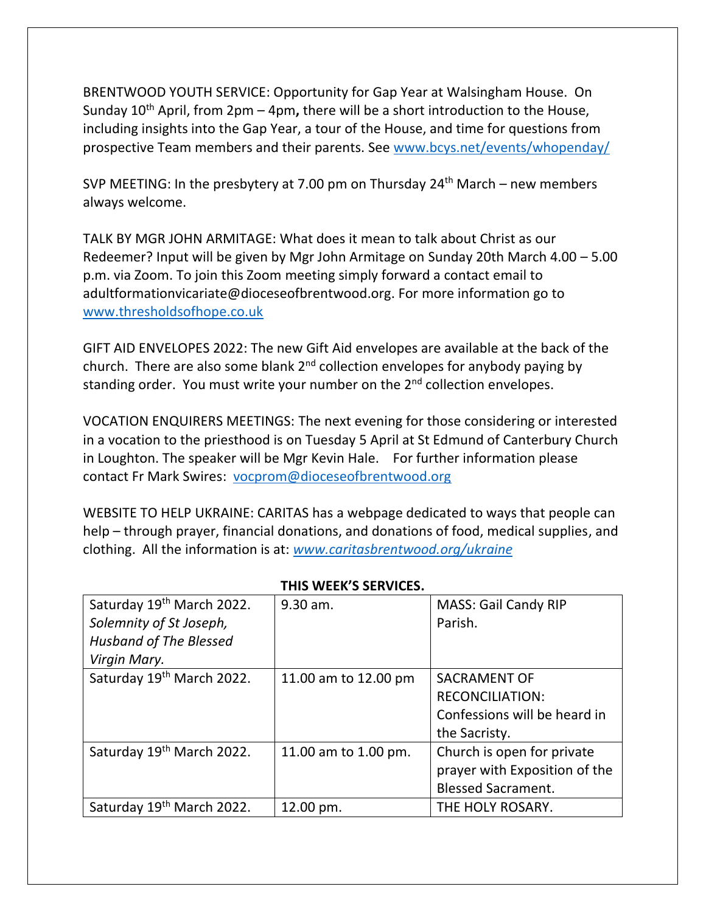BRENTWOOD YOUTH SERVICE: Opportunity for Gap Year at Walsingham House. On Sunday 10th April, from 2pm – 4pm**,** there will be a short introduction to the House, including insights into the Gap Year, a tour of the House, and time for questions from prospective Team members and their parents. See www.bcys.net/events/whopenday/

SVP MEETING: In the presbytery at 7.00 pm on Thursday 24th March – new members always welcome.

TALK BY MGR JOHN ARMITAGE: What does it mean to talk about Christ as our Redeemer? Input will be given by Mgr John Armitage on Sunday 20th March 4.00 – 5.00 p.m. via Zoom. To join this Zoom meeting simply forward a contact email to adultformationvicariate@dioceseofbrentwood.org. For more information go to www.thresholdsofhope.co.uk

GIFT AID ENVELOPES 2022: The new Gift Aid envelopes are available at the back of the church. There are also some blank 2nd collection envelopes for anybody paying by standing order. You must write your number on the 2nd collection envelopes.

VOCATION ENQUIRERS MEETINGS: The next evening for those considering or interested in a vocation to the priesthood is on Tuesday 5 April at St Edmund of Canterbury Church in Loughton. The speaker will be Mgr Kevin Hale. For further information please contact Fr Mark Swires: vocprom@dioceseofbrentwood.org

WEBSITE TO HELP UKRAINE: CARITAS has a webpage dedicated to ways that people can help – through prayer, financial donations, and donations of food, medical supplies, and clothing. All the information is at: *www.caritasbrentwood.org/ukraine*

**THIS WEEK'S SERVICES.**

| | | |
|---|---|---|
| Saturday 19th March 2022. *Solemnity of St Joseph, Husband of The Blessed Virgin Mary.* | 9.30 am. | MASS: Gail Candy RIP Parish. |
| Saturday 19th March 2022. | 11.00 am to 12.00 pm | SACRAMENT OF RECONCILIATION: Confessions will be heard in the Sacristy. |
| Saturday 19th March 2022. | 11.00 am to 1.00 pm. | Church is open for private prayer with Exposition of the Blessed Sacrament. |
| Saturday 19th March 2022. | 12.00 pm. | THE HOLY ROSARY. |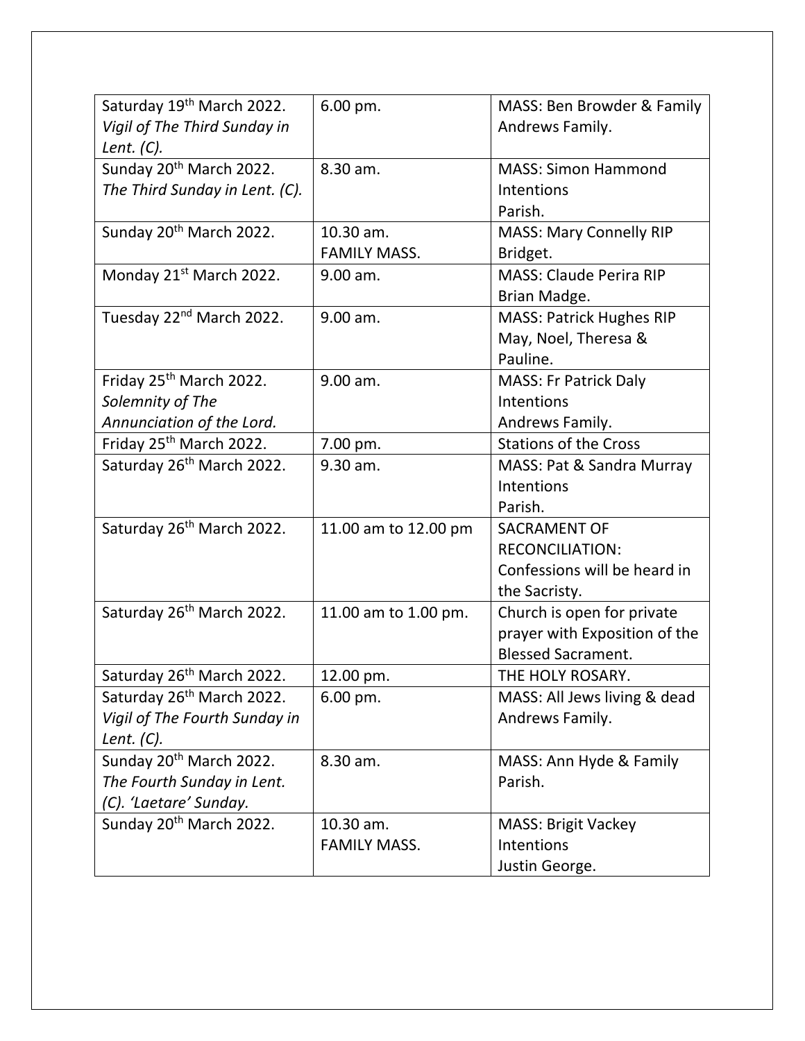| | | |
|---|---|---|
| Saturday 19th March 2022. *Vigil of The Third Sunday in Lent. (C).* | 6.00 pm. | MASS: Ben Browder & Family Andrews Family. |
| Sunday 20th March 2022. *The Third Sunday in Lent. (C).* | 8.30 am. | MASS: Simon Hammond Intentions Parish. |
| Sunday 20th March 2022. | 10.30 am. FAMILY MASS. | MASS: Mary Connelly RIP Bridget. |
| Monday 21st March 2022. | 9.00 am. | MASS: Claude Perira RIP Brian Madge. |
| Tuesday 22nd March 2022. | 9.00 am. | MASS: Patrick Hughes RIP May, Noel, Theresa & Pauline. |
| Friday 25th March 2022. *Solemnity of The Annunciation of the Lord.* | 9.00 am. | MASS: Fr Patrick Daly Intentions Andrews Family. |
| Friday 25th March 2022. | 7.00 pm. | Stations of the Cross |
| Saturday 26th March 2022. | 9.30 am. | MASS: Pat & Sandra Murray Intentions Parish. |
| Saturday 26th March 2022. | 11.00 am to 12.00 pm | SACRAMENT OF RECONCILIATION: Confessions will be heard in the Sacristy. |
| Saturday 26th March 2022. | 11.00 am to 1.00 pm. | Church is open for private prayer with Exposition of the Blessed Sacrament. |
| Saturday 26th March 2022. | 12.00 pm. | THE HOLY ROSARY. |
| Saturday 26th March 2022. *Vigil of The Fourth Sunday in Lent. (C).* | 6.00 pm. | MASS: All Jews living & dead Andrews Family. |
| Sunday 20th March 2022. *The Fourth Sunday in Lent. (C). 'Laetare' Sunday.* | 8.30 am. | MASS: Ann Hyde & Family Parish. |
| Sunday 20th March 2022. | 10.30 am. FAMILY MASS. | MASS: Brigit Vackey Intentions Justin George. |